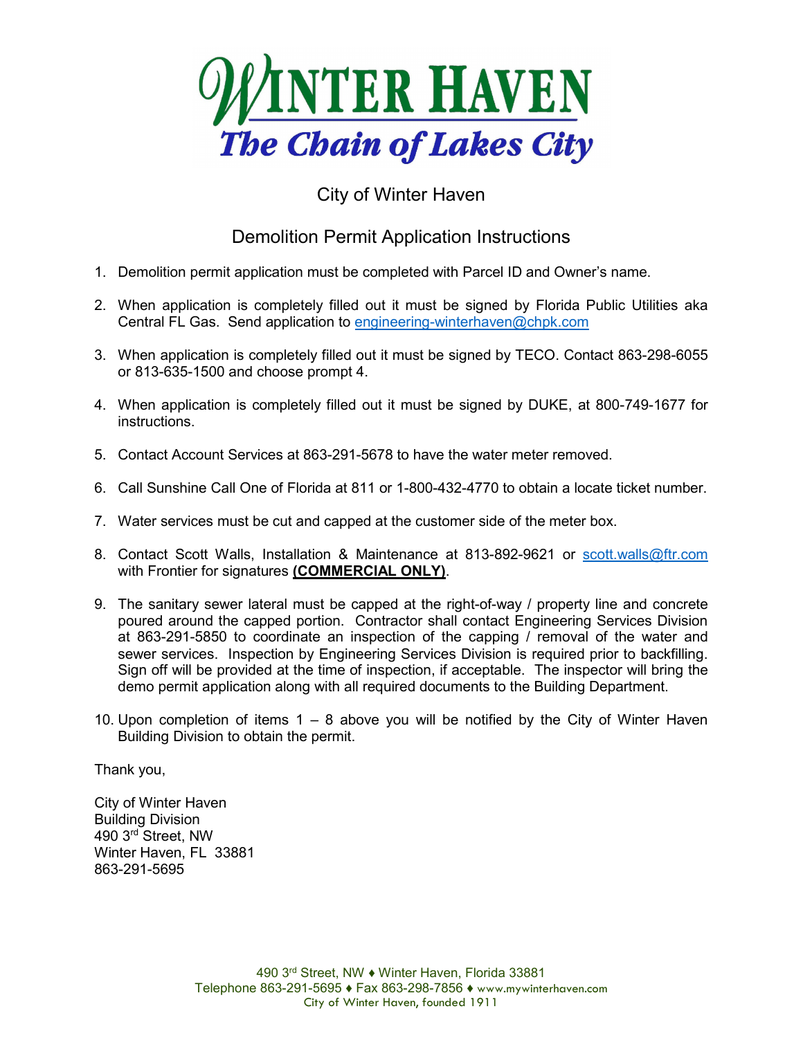# WINTER HAVEN

## The Chain of Lakes City

City of Winter Haven

Demolition Permit Application Instructions

1. Demolition permit application must be completed with Parcel ID and Owner's name.
2. When application is completely filled out it must be signed by Florida Public Utilities aka Central FL Gas. Send application to engineering-winterhaven@chpk.com
3. When application is completely filled out it must be signed by TECO. Contact 863-298-6055 or 813-635-1500 and choose prompt 4.
4. When application is completely filled out it must be signed by DUKE, at 800-749-1677 for instructions.
5. Contact Account Services at 863-291-5678 to have the water meter removed.
6. Call Sunshine Call One of Florida at 811 or 1-800-432-4770 to obtain a locate ticket number.
7. Water services must be cut and capped at the customer side of the meter box.
8. Contact Scott Walls, Installation & Maintenance at 813-892-9621 or scott.walls@ftr.com with Frontier for signatures **(COMMERCIAL ONLY)**.
9. The sanitary sewer lateral must be capped at the right-of-way / property line and concrete poured around the capped portion. Contractor shall contact Engineering Services Division at 863-291-5850 to coordinate an inspection of the capping / removal of the water and sewer services. Inspection by Engineering Services Division is required prior to backfilling. Sign off will be provided at the time of inspection, if acceptable. The inspector will bring the demo permit application along with all required documents to the Building Department.
10. Upon completion of items 1 – 8 above you will be notified by the City of Winter Haven Building Division to obtain the permit.

Thank you,

City of Winter Haven
Building Division
490 3rd Street, NW
Winter Haven, FL 33881
863-291-5695

490 3rd Street, NW ♦ Winter Haven, Florida 33881
Telephone 863-291-5695 ♦ Fax 863-298-7856 ♦ www.mywinterhaven.com
City of Winter Haven, founded 1911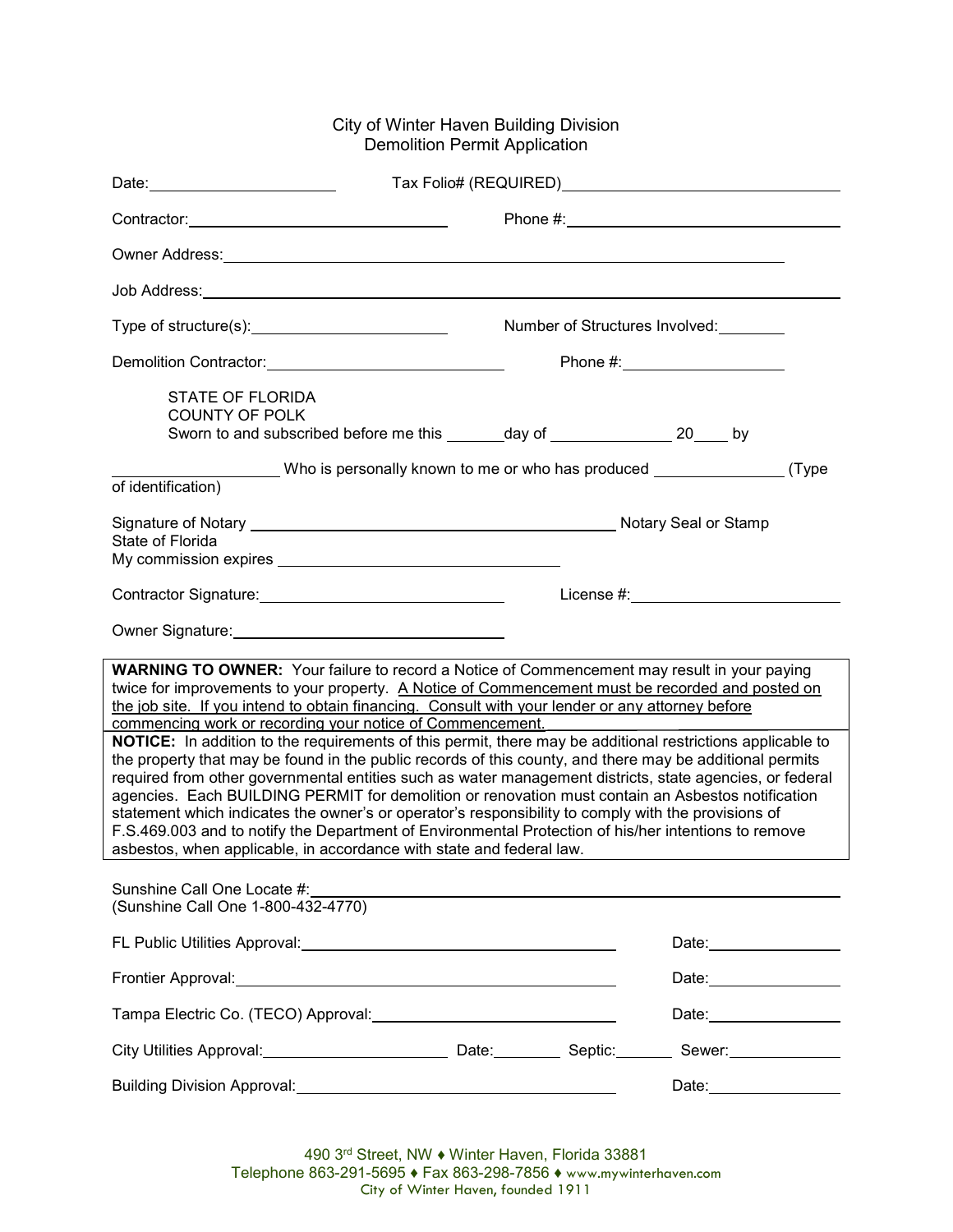# City of Winter Haven Building Division
## Demolition Permit Application

Date:______________________ Tax Folio# (REQUIRED)_________________________________

Contractor:_______________________________ Phone #:_________________________________

Owner Address:_____________________________________________________________________

Job Address:_______________________________________________________________________

Type of structure(s):______________________ Number of Structures Involved:________

Demolition Contractor:___________________________ Phone #:___________________

STATE OF FLORIDA
COUNTY OF POLK
Sworn to and subscribed before me this _______day of ______________ 20____ by

____________________ Who is personally known to me or who has produced _______________ (Type of identification)

Signature of Notary ____________________________________________ Notary Seal or Stamp
State of Florida
My commission expires _________________________________

Contractor Signature:_____________________________ License #:_________________________

Owner Signature:_______________________________

**WARNING TO OWNER:** Your failure to record a Notice of Commencement may result in your paying twice for improvements to your property. A Notice of Commencement must be recorded and posted on the job site. If you intend to obtain financing. Consult with your lender or any attorney before commencing work or recording your notice of Commencement.

**NOTICE:** In addition to the requirements of this permit, there may be additional restrictions applicable to the property that may be found in the public records of this county, and there may be additional permits required from other governmental entities such as water management districts, state agencies, or federal agencies. Each BUILDING PERMIT for demolition or renovation must contain an Asbestos notification statement which indicates the owner's or operator's responsibility to comply with the provisions of F.S.469.003 and to notify the Department of Environmental Protection of his/her intentions to remove asbestos, when applicable, in accordance with state and federal law.

Sunshine Call One Locate #:_________________________________________________________
(Sunshine Call One 1-800-432-4770)

FL Public Utilities Approval:____________________________________ Date:_______________

Frontier Approval:_____________________________________________ Date:_______________

Tampa Electric Co. (TECO) Approval:______________________________ Date:_______________

City Utilities Approval:_______________________ Date:________ Septic:_______ Sewer:_____________

Building Division Approval:_____________________________________ Date:_______________

490 3rd Street, NW ♦ Winter Haven, Florida 33881
Telephone 863-291-5695 ♦ Fax 863-298-7856 ♦ www.mywinterhaven.com
City of Winter Haven, founded 1911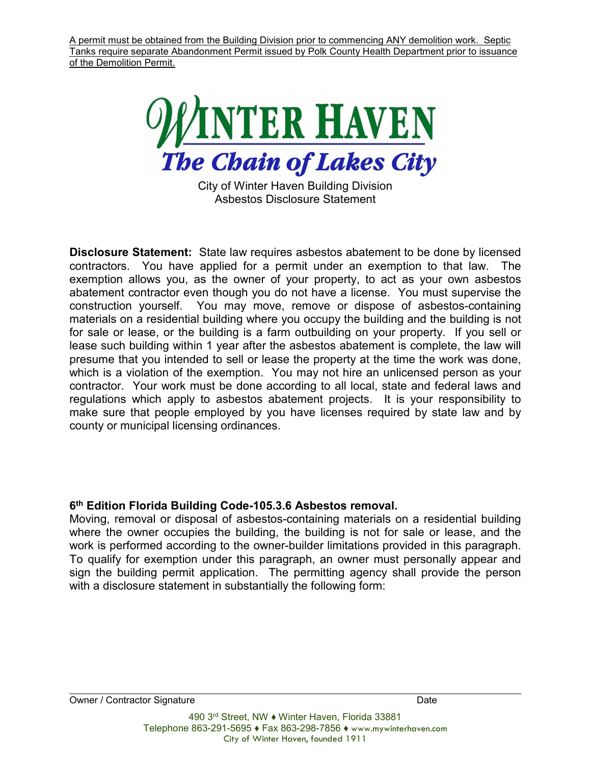A permit must be obtained from the Building Division prior to commencing ANY demolition work. Septic Tanks require separate Abandonment Permit issued by Polk County Health Department prior to issuance of the Demolition Permit.

# WINTER HAVEN

## The Chain of Lakes City

City of Winter Haven Building Division
Asbestos Disclosure Statement

**Disclosure Statement:** State law requires asbestos abatement to be done by licensed contractors. You have applied for a permit under an exemption to that law. The exemption allows you, as the owner of your property, to act as your own asbestos abatement contractor even though you do not have a license. You must supervise the construction yourself. You may move, remove or dispose of asbestos-containing materials on a residential building where you occupy the building and the building is not for sale or lease, or the building is a farm outbuilding on your property. If you sell or lease such building within 1 year after the asbestos abatement is complete, the law will presume that you intended to sell or lease the property at the time the work was done, which is a violation of the exemption. You may not hire an unlicensed person as your contractor. Your work must be done according to all local, state and federal laws and regulations which apply to asbestos abatement projects. It is your responsibility to make sure that people employed by you have licenses required by state law and by county or municipal licensing ordinances.

**6th Edition Florida Building Code-105.3.6 Asbestos removal.**
Moving, removal or disposal of asbestos-containing materials on a residential building where the owner occupies the building, the building is not for sale or lease, and the work is performed according to the owner-builder limitations provided in this paragraph. To qualify for exemption under this paragraph, an owner must personally appear and sign the building permit application. The permitting agency shall provide the person with a disclosure statement in substantially the following form:

Owner / Contractor Signature                                                                 Date

490 3rd Street, NW ♦ Winter Haven, Florida 33881
Telephone 863-291-5695 ♦ Fax 863-298-7856 ♦ www.mywinterhaven.com
City of Winter Haven, founded 1911